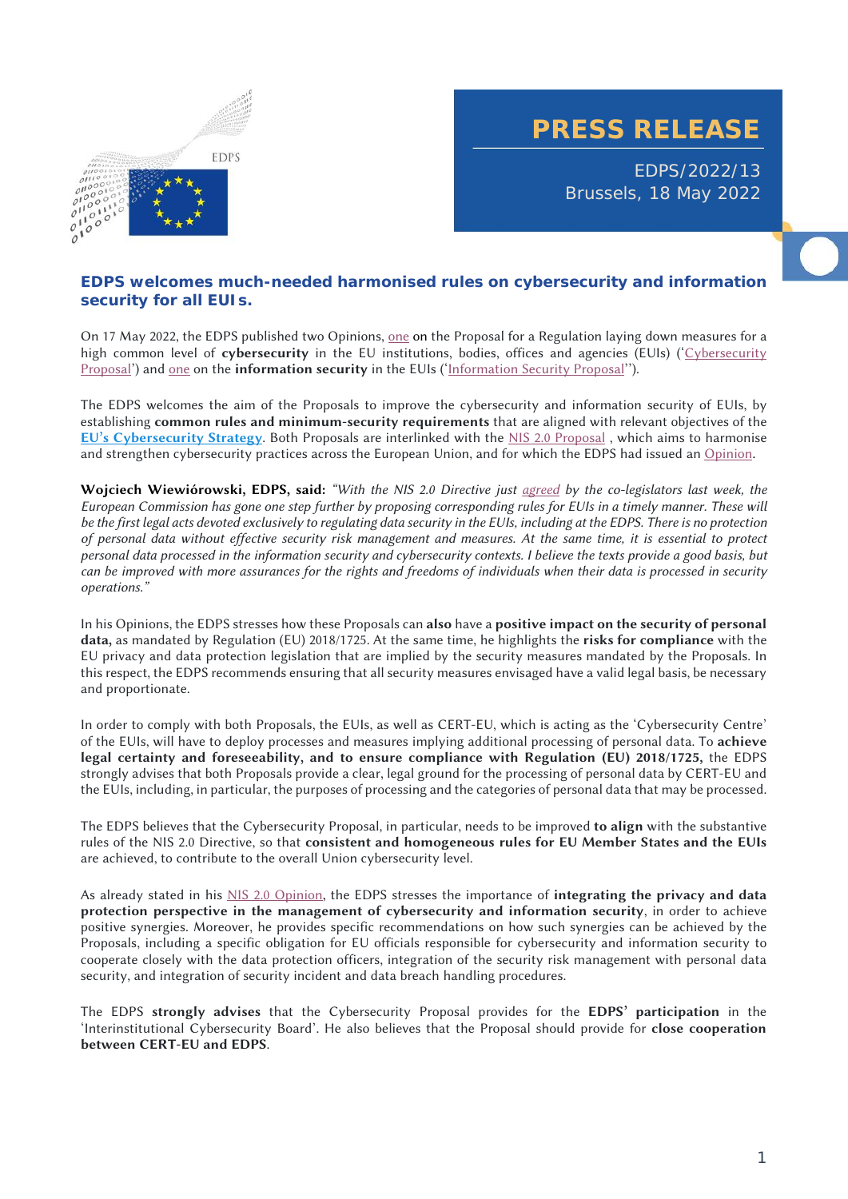EDPS

# PRESS RELEASE

EDPS/2022/13
Brussels, 18 May 2022

## EDPS welcomes much-needed harmonised rules on cybersecurity and information security for all EUIs.

On 17 May 2022, the EDPS published two Opinions, one on the Proposal for a Regulation laying down measures for a high common level of **cybersecurity** in the EU institutions, bodies, offices and agencies (EUIs) ('Cybersecurity Proposal') and one on the **information security** in the EUIs ('Information Security Proposal'').

The EDPS welcomes the aim of the Proposals to improve the cybersecurity and information security of EUIs, by establishing **common rules and minimum-security requirements** that are aligned with relevant objectives of the **EU's Cybersecurity Strategy**. Both Proposals are interlinked with the NIS 2.0 Proposal , which aims to harmonise and strengthen cybersecurity practices across the European Union, and for which the EDPS had issued an Opinion.

**Wojciech Wiewiórowski, EDPS, said:** *"With the NIS 2.0 Directive just agreed by the co-legislators last week, the European Commission has gone one step further by proposing corresponding rules for EUIs in a timely manner. These will be the first legal acts devoted exclusively to regulating data security in the EUIs, including at the EDPS. There is no protection of personal data without effective security risk management and measures. At the same time, it is essential to protect personal data processed in the information security and cybersecurity contexts. I believe the texts provide a good basis, but can be improved with more assurances for the rights and freedoms of individuals when their data is processed in security operations."*

In his Opinions, the EDPS stresses how these Proposals can **also** have a **positive impact on the security of personal data,** as mandated by Regulation (EU) 2018/1725. At the same time, he highlights the **risks for compliance** with the EU privacy and data protection legislation that are implied by the security measures mandated by the Proposals. In this respect, the EDPS recommends ensuring that all security measures envisaged have a valid legal basis, be necessary and proportionate.

In order to comply with both Proposals, the EUIs, as well as CERT-EU, which is acting as the 'Cybersecurity Centre' of the EUIs, will have to deploy processes and measures implying additional processing of personal data. To **achieve legal certainty and foreseeability, and to ensure compliance with Regulation (EU) 2018/1725,** the EDPS strongly advises that both Proposals provide a clear, legal ground for the processing of personal data by CERT-EU and the EUIs, including, in particular, the purposes of processing and the categories of personal data that may be processed.

The EDPS believes that the Cybersecurity Proposal, in particular, needs to be improved **to align** with the substantive rules of the NIS 2.0 Directive, so that **consistent and homogeneous rules for EU Member States and the EUIs** are achieved, to contribute to the overall Union cybersecurity level.

As already stated in his NIS 2.0 Opinion, the EDPS stresses the importance of **integrating the privacy and data protection perspective in the management of cybersecurity and information security**, in order to achieve positive synergies. Moreover, he provides specific recommendations on how such synergies can be achieved by the Proposals, including a specific obligation for EU officials responsible for cybersecurity and information security to cooperate closely with the data protection officers, integration of the security risk management with personal data security, and integration of security incident and data breach handling procedures.

The EDPS **strongly advises** that the Cybersecurity Proposal provides for the **EDPS' participation** in the 'Interinstitutional Cybersecurity Board'. He also believes that the Proposal should provide for **close cooperation between CERT-EU and EDPS**.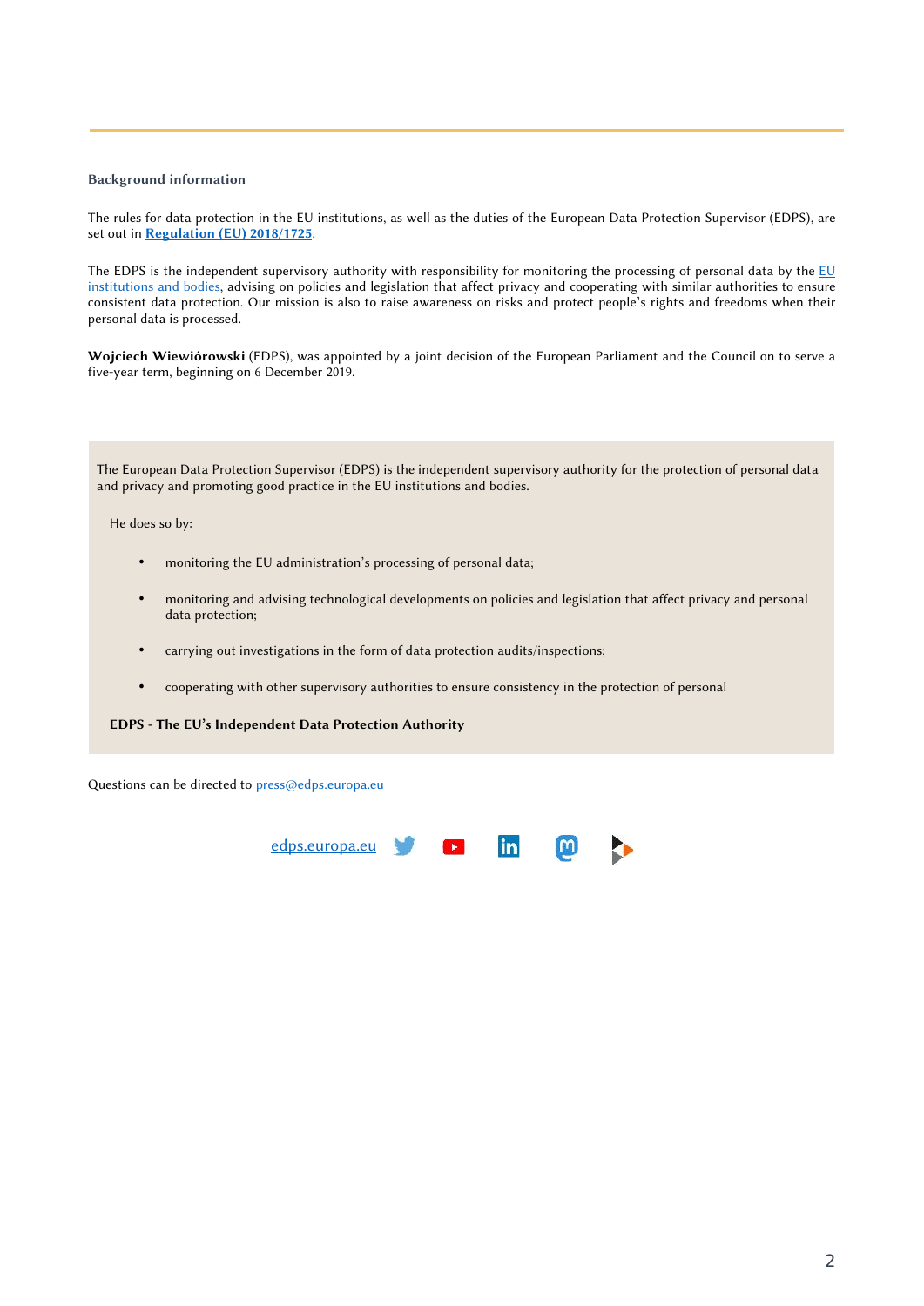**Background information**

The rules for data protection in the EU institutions, as well as the duties of the European Data Protection Supervisor (EDPS), are set out in **Regulation (EU) 2018/1725**.

The EDPS is the independent supervisory authority with responsibility for monitoring the processing of personal data by the EU institutions and bodies, advising on policies and legislation that affect privacy and cooperating with similar authorities to ensure consistent data protection. Our mission is also to raise awareness on risks and protect people's rights and freedoms when their personal data is processed.

**Wojciech Wiewiórowski** (EDPS), was appointed by a joint decision of the European Parliament and the Council on to serve a five-year term, beginning on 6 December 2019.

The European Data Protection Supervisor (EDPS) is the independent supervisory authority for the protection of personal data and privacy and promoting good practice in the EU institutions and bodies.

He does so by:

- monitoring the EU administration's processing of personal data;
- monitoring and advising technological developments on policies and legislation that affect privacy and personal data protection;
- carrying out investigations in the form of data protection audits/inspections;
- cooperating with other supervisory authorities to ensure consistency in the protection of personal

**EDPS - The EU's Independent Data Protection Authority**

Questions can be directed to press@edps.europa.eu

edps.europa.eu